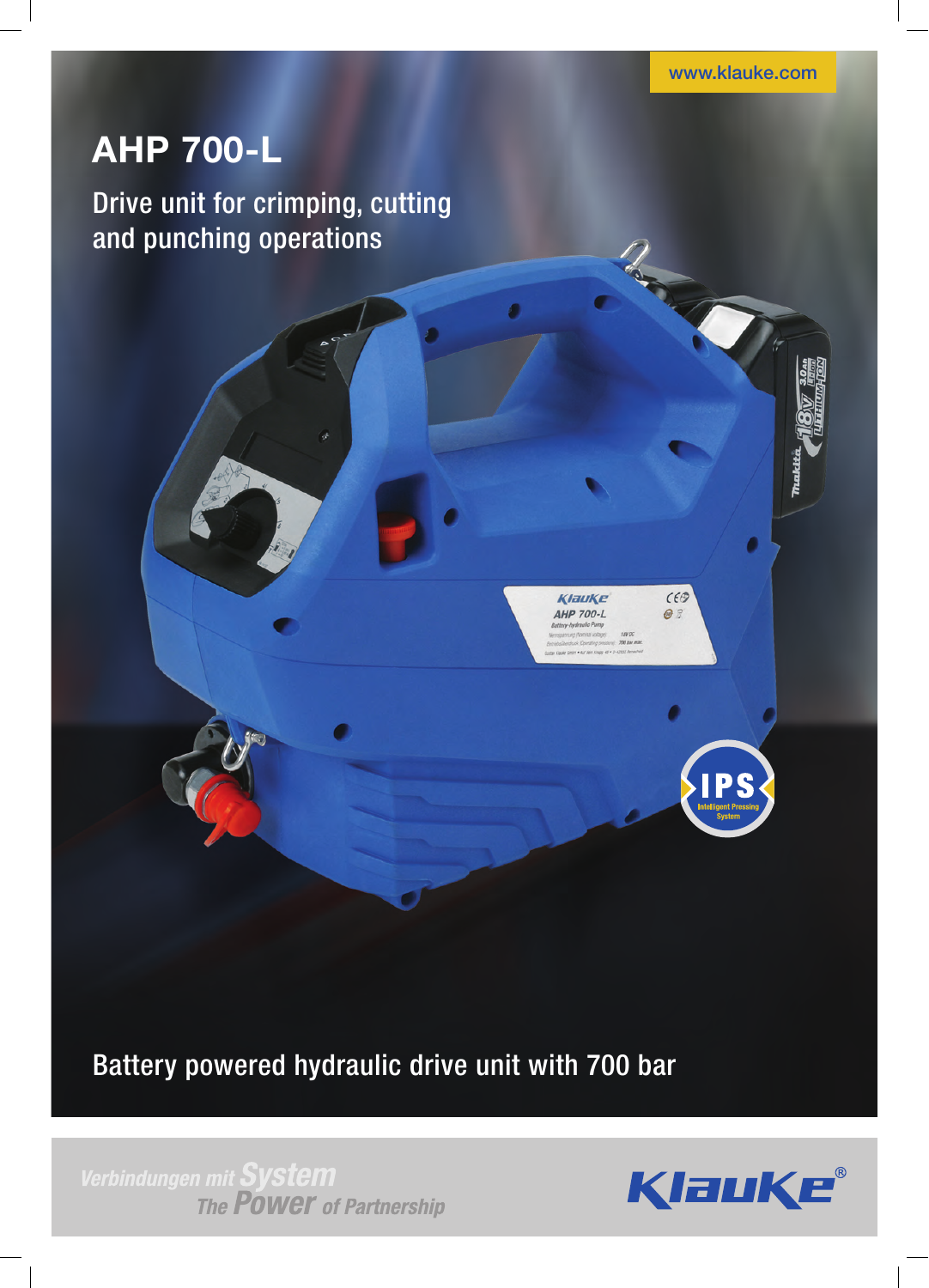www.klauke.com

# AHP 700-L

Drive unit for crimping, cutting and punching operations

Battery powered hydraulic drive unit with 700 bar

*Verbindungen mit System*
*The Power of Partnership*

Klauke®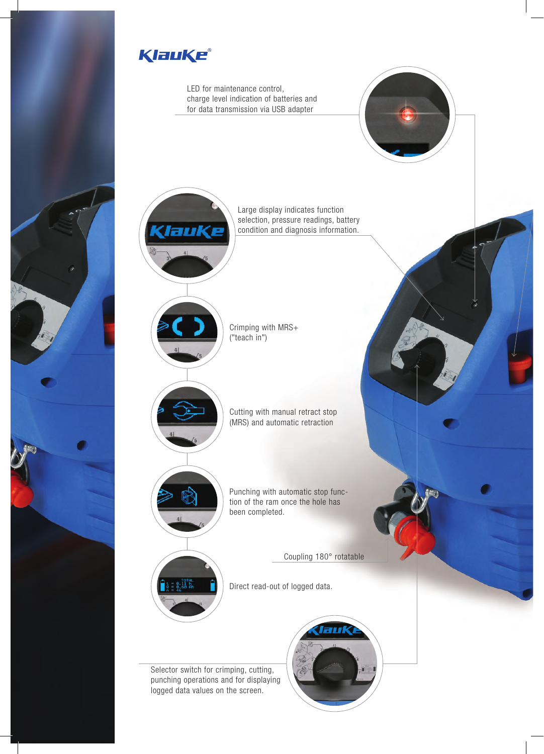LED for maintenance control, charge level indication of batteries and for data transmission via USB adapter

Large display indicates function selection, pressure readings, battery condition and diagnosis information.

Crimping with MRS+ ("teach in")

Cutting with manual retract stop (MRS) and automatic retraction

Punching with automatic stop function of the ram once the hole has been completed.

Coupling 180° rotatable

Direct read-out of logged data.

Selector switch for crimping, cutting, punching operations and for displaying logged data values on the screen.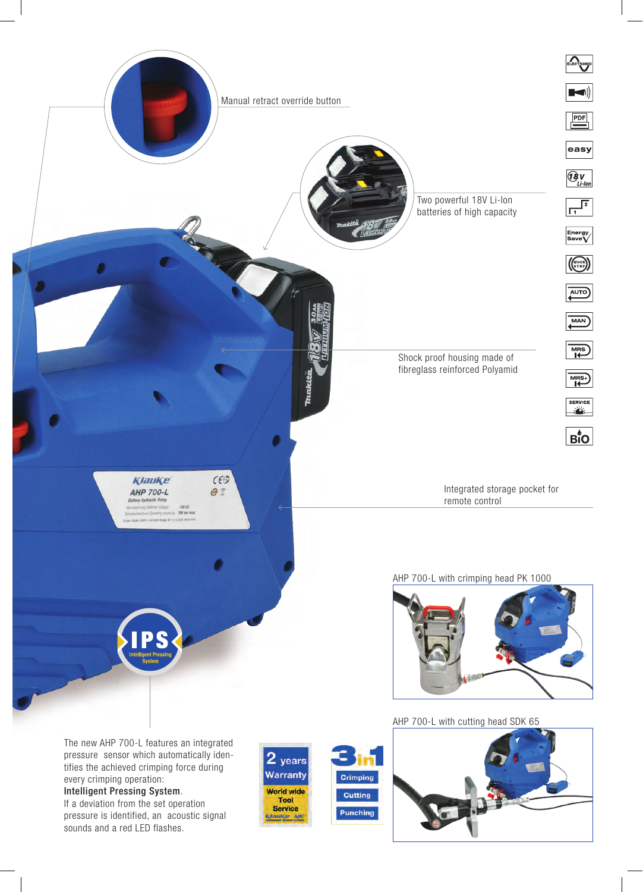Manual retract override button

Two powerful 18V Li-Ion batteries of high capacity

Shock proof housing made of fibreglass reinforced Polyamid

Integrated storage pocket for remote control

AHP 700-L with crimping head PK 1000

AHP 700-L with cutting head SDK 65

The new AHP 700-L features an integrated pressure sensor which automatically identifies the achieved crimping force during every crimping operation: **Intelligent Pressing System**. If a deviation from the set operation pressure is identified, an acoustic signal sounds and a red LED flashes.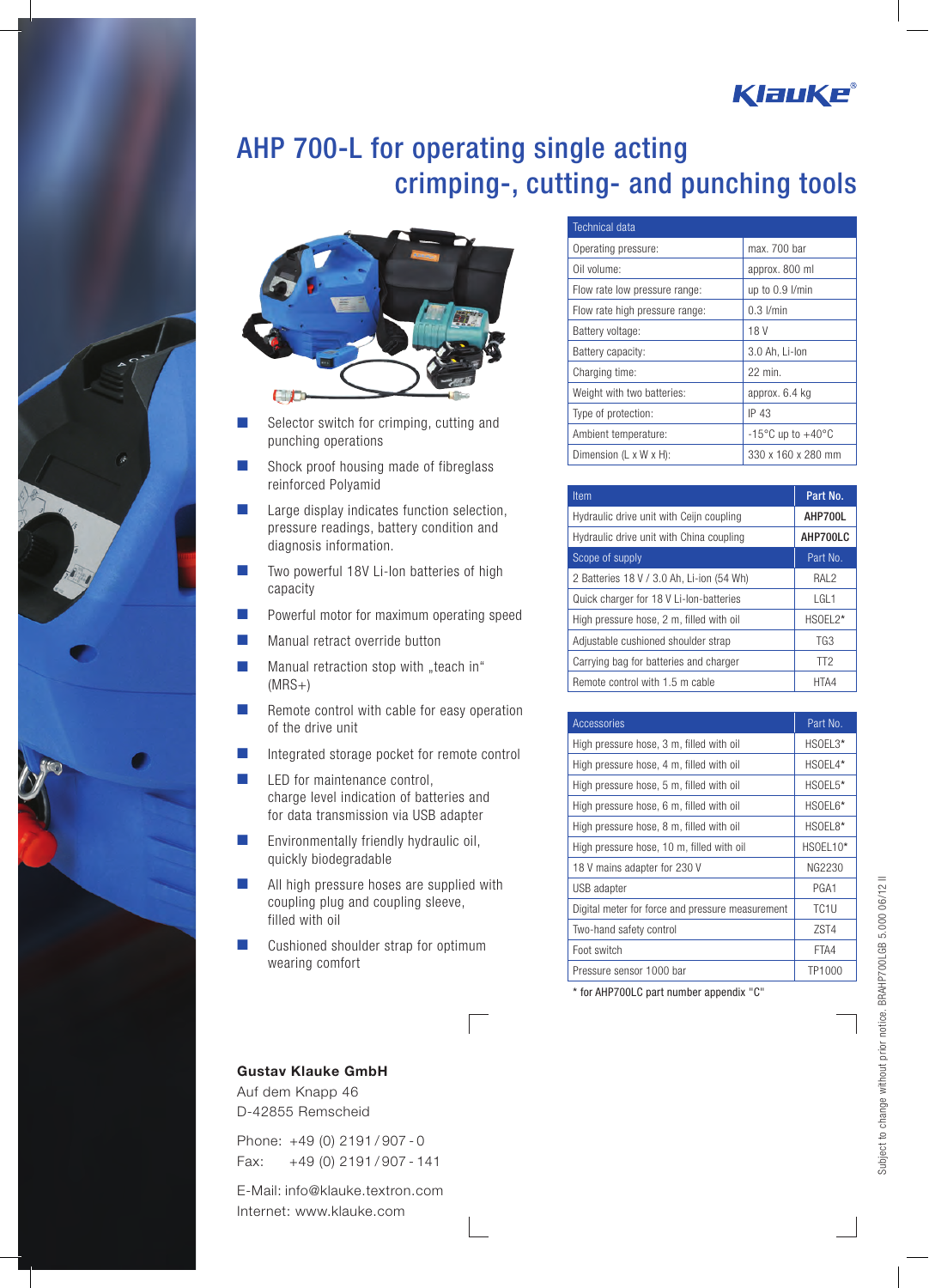# AHP 700-L for operating single acting crimping-, cutting- and punching tools

- Selector switch for crimping, cutting and punching operations
- Shock proof housing made of fibreglass reinforced Polyamid
- Large display indicates function selection, pressure readings, battery condition and diagnosis information.
- Two powerful 18V Li-Ion batteries of high capacity
- Powerful motor for maximum operating speed
- Manual retract override button
- Manual retraction stop with „teach in" (MRS+)
- Remote control with cable for easy operation of the drive unit
- Integrated storage pocket for remote control
- LED for maintenance control, charge level indication of batteries and for data transmission via USB adapter
- Environmentally friendly hydraulic oil, quickly biodegradable
- All high pressure hoses are supplied with coupling plug and coupling sleeve, filled with oil
- Cushioned shoulder strap for optimum wearing comfort

| Technical data | |
|---|---|
| Operating pressure: | max. 700 bar |
| Oil volume: | approx. 800 ml |
| Flow rate low pressure range: | up to 0.9 l/min |
| Flow rate high pressure range: | 0.3 l/min |
| Battery voltage: | 18 V |
| Battery capacity: | 3.0 Ah, Li-Ion |
| Charging time: | 22 min. |
| Weight with two batteries: | approx. 6.4 kg |
| Type of protection: | IP 43 |
| Ambient temperature: | -15°C up to +40°C |
| Dimension (L x W x H): | 330 x 160 x 280 mm |

| Item | Part No. |
|---|---|
| Hydraulic drive unit with Ceijn coupling | **AHP700L** |
| Hydraulic drive unit with China coupling | **AHP700LC** |
| Scope of supply | Part No. |
| 2 Batteries 18 V / 3.0 Ah, Li-ion (54 Wh) | RAL2 |
| Quick charger for 18 V Li-Ion-batteries | LGL1 |
| High pressure hose, 2 m, filled with oil | HSOEL2* |
| Adjustable cushioned shoulder strap | TG3 |
| Carrying bag for batteries and charger | TT2 |
| Remote control with 1.5 m cable | HTA4 |

| Accessories | Part No. |
|---|---|
| High pressure hose, 3 m, filled with oil | HSOEL3* |
| High pressure hose, 4 m, filled with oil | HSOEL4* |
| High pressure hose, 5 m, filled with oil | HSOEL5* |
| High pressure hose, 6 m, filled with oil | HSOEL6* |
| High pressure hose, 8 m, filled with oil | HSOEL8* |
| High pressure hose, 10 m, filled with oil | HSOEL10* |
| 18 V mains adapter for 230 V | NG2230 |
| USB adapter | PGA1 |
| Digital meter for force and pressure measurement | TC1U |
| Two-hand safety control | ZST4 |
| Foot switch | FTA4 |
| Pressure sensor 1000 bar | TP1000 |

\* for AHP700LC part number appendix "C"

**Gustav Klauke GmbH**
Auf dem Knapp 46
D-42855 Remscheid

Phone: +49 (0) 2191 / 907 - 0
Fax: +49 (0) 2191 / 907 - 141

E-Mail: info@klauke.textron.com
Internet: www.klauke.com

Subject to change without prior notice. BRAHP700LGB 5.000 06/12 II